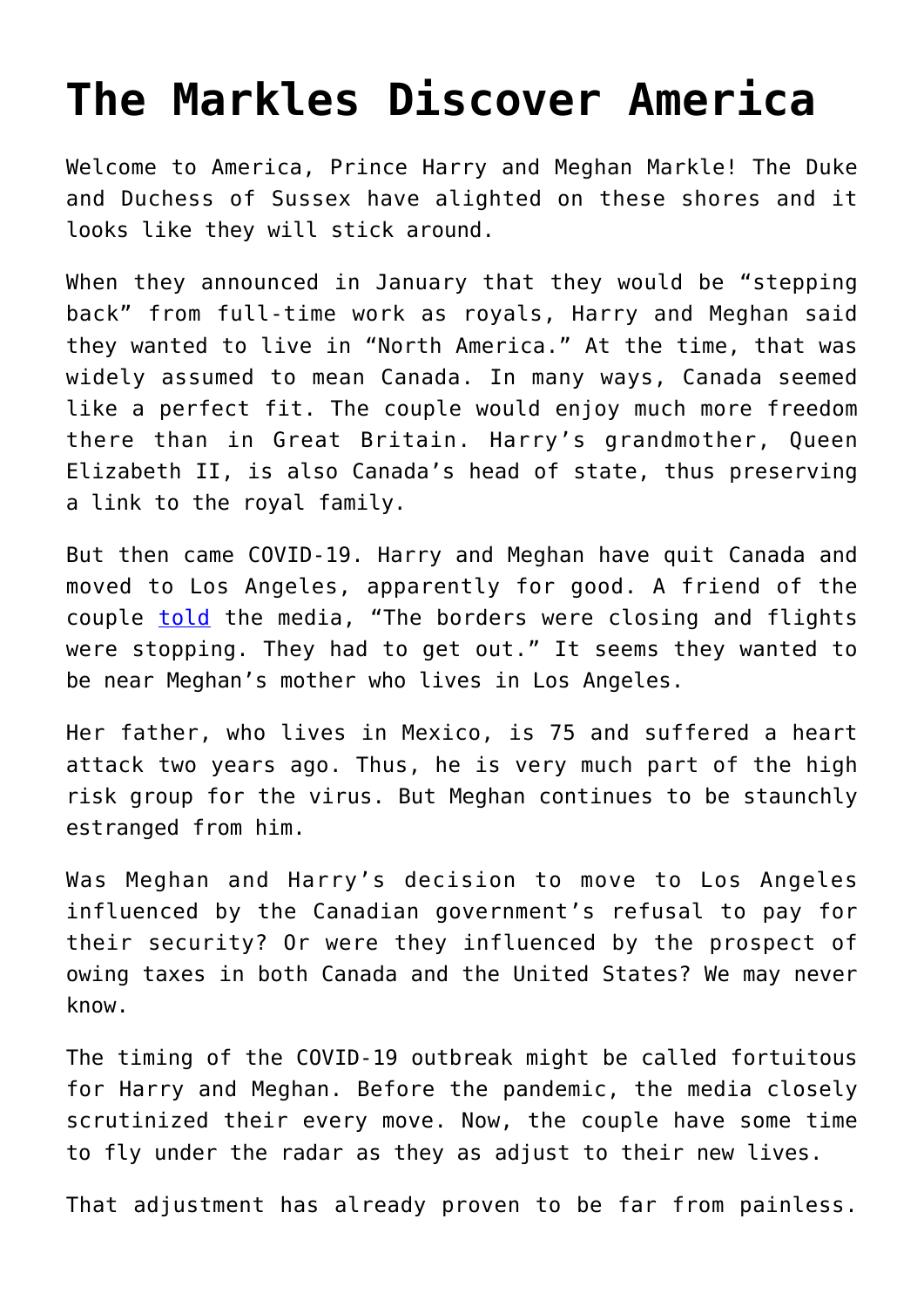# The Markles Discover America

Welcome to America, Prince Harry and Meghan Markle! The Duke and Duchess of Sussex have alighted on these shores and it looks like they will stick around.

When they announced in January that they would be "stepping back" from full-time work as royals, Harry and Meghan said they wanted to live in "North America." At the time, that was widely assumed to mean Canada. In many ways, Canada seemed like a perfect fit. The couple would enjoy much more freedom there than in Great Britain. Harry's grandmother, Queen Elizabeth II, is also Canada's head of state, thus preserving a link to the royal family.

But then came COVID-19. Harry and Meghan have quit Canada and moved to Los Angeles, apparently for good. A friend of the couple told the media, "The borders were closing and flights were stopping. They had to get out." It seems they wanted to be near Meghan's mother who lives in Los Angeles.

Her father, who lives in Mexico, is 75 and suffered a heart attack two years ago. Thus, he is very much part of the high risk group for the virus. But Meghan continues to be staunchly estranged from him.

Was Meghan and Harry's decision to move to Los Angeles influenced by the Canadian government's refusal to pay for their security? Or were they influenced by the prospect of owing taxes in both Canada and the United States? We may never know.

The timing of the COVID-19 outbreak might be called fortuitous for Harry and Meghan. Before the pandemic, the media closely scrutinized their every move. Now, the couple have some time to fly under the radar as they as adjust to their new lives.

That adjustment has already proven to be far from painless.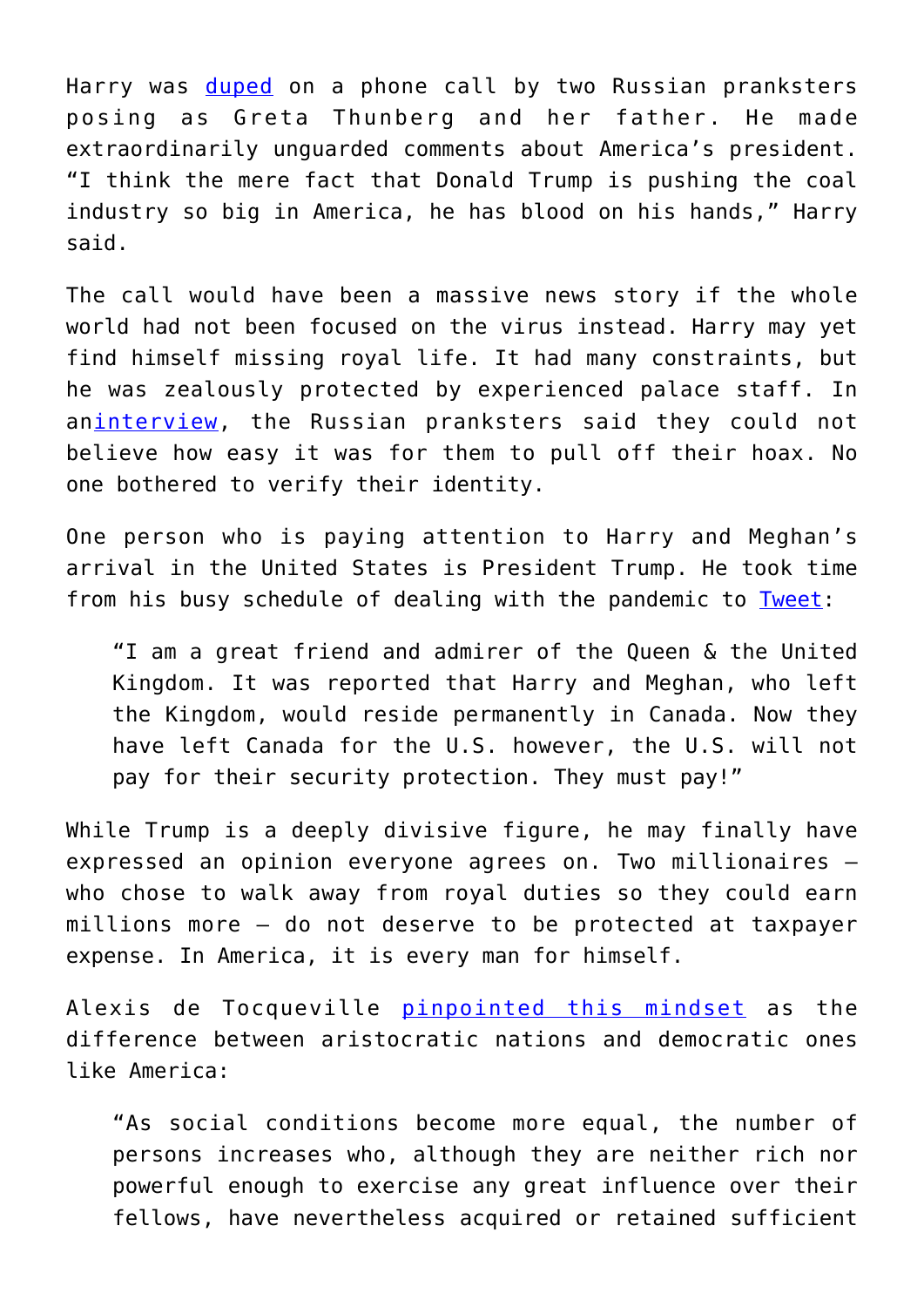Harry was duped on a phone call by two Russian pranksters posing as Greta Thunberg and her father. He made extraordinarily unguarded comments about America's president. "I think the mere fact that Donald Trump is pushing the coal industry so big in America, he has blood on his hands," Harry said.

The call would have been a massive news story if the whole world had not been focused on the virus instead. Harry may yet find himself missing royal life. It had many constraints, but he was zealously protected by experienced palace staff. In aninterview, the Russian pranksters said they could not believe how easy it was for them to pull off their hoax. No one bothered to verify their identity.

One person who is paying attention to Harry and Meghan's arrival in the United States is President Trump. He took time from his busy schedule of dealing with the pandemic to Tweet:

> "I am a great friend and admirer of the Queen & the United Kingdom. It was reported that Harry and Meghan, who left the Kingdom, would reside permanently in Canada. Now they have left Canada for the U.S. however, the U.S. will not pay for their security protection. They must pay!"

While Trump is a deeply divisive figure, he may finally have expressed an opinion everyone agrees on. Two millionaires – who chose to walk away from royal duties so they could earn millions more – do not deserve to be protected at taxpayer expense. In America, it is every man for himself.

Alexis de Tocqueville pinpointed this mindset as the difference between aristocratic nations and democratic ones like America:

> "As social conditions become more equal, the number of persons increases who, although they are neither rich nor powerful enough to exercise any great influence over their fellows, have nevertheless acquired or retained sufficient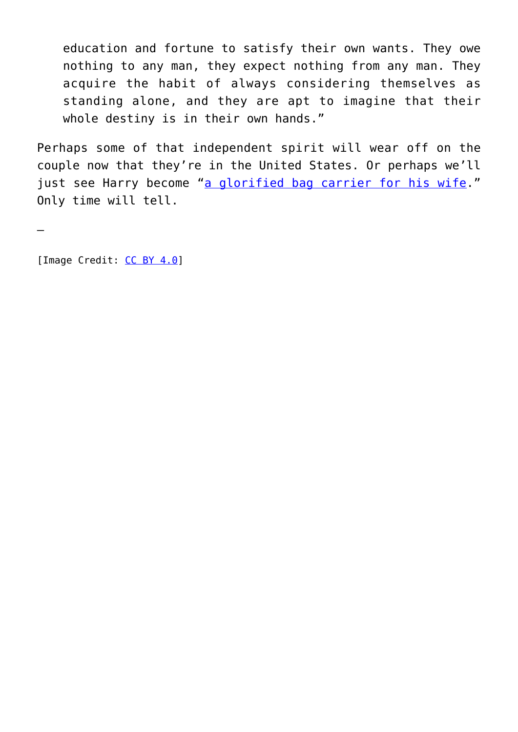> education and fortune to satisfy their own wants. They owe nothing to any man, they expect nothing from any man. They acquire the habit of always considering themselves as standing alone, and they are apt to imagine that their whole destiny is in their own hands."

Perhaps some of that independent spirit will wear off on the couple now that they're in the United States. Or perhaps we'll just see Harry become "a glorified bag carrier for his wife." Only time will tell.

—

[Image Credit: CC BY 4.0]